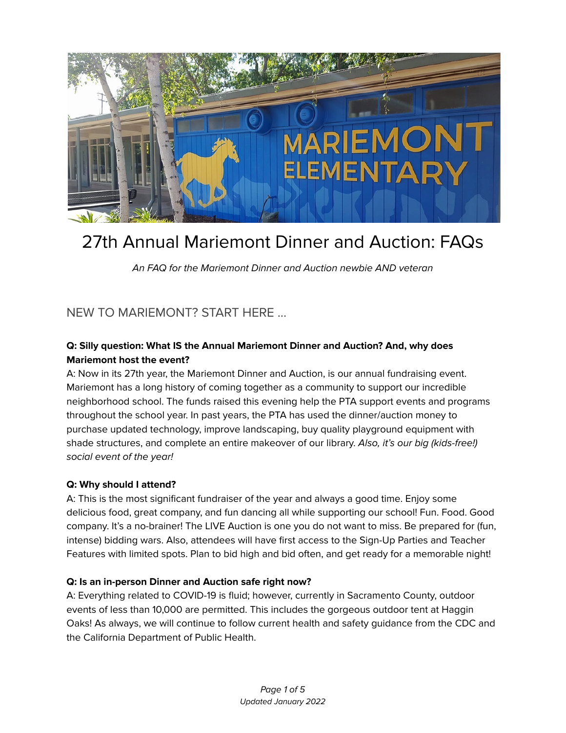# 27th Annual Mariemont Dinner and Auction: FAQs

*An FAQ for the Mariemont Dinner and Auction newbie AND veteran*

## NEW TO MARIEMONT? START HERE ...

**Q: Silly question: What IS the Annual Mariemont Dinner and Auction? And, why does Mariemont host the event?**
A: Now in its 27th year, the Mariemont Dinner and Auction, is our annual fundraising event. Mariemont has a long history of coming together as a community to support our incredible neighborhood school. The funds raised this evening help the PTA support events and programs throughout the school year. In past years, the PTA has used the dinner/auction money to purchase updated technology, improve landscaping, buy quality playground equipment with shade structures, and complete an entire makeover of our library. *Also, it's our big (kids-free!) social event of the year!*

**Q: Why should I attend?**
A: This is the most significant fundraiser of the year and always a good time. Enjoy some delicious food, great company, and fun dancing all while supporting our school! Fun. Food. Good company. It's a no-brainer! The LIVE Auction is one you do not want to miss. Be prepared for (fun, intense) bidding wars. Also, attendees will have first access to the Sign-Up Parties and Teacher Features with limited spots. Plan to bid high and bid often, and get ready for a memorable night!

**Q: Is an in-person Dinner and Auction safe right now?**
A: Everything related to COVID-19 is fluid; however, currently in Sacramento County, outdoor events of less than 10,000 are permitted. This includes the gorgeous outdoor tent at Haggin Oaks! As always, we will continue to follow current health and safety guidance from the CDC and the California Department of Public Health.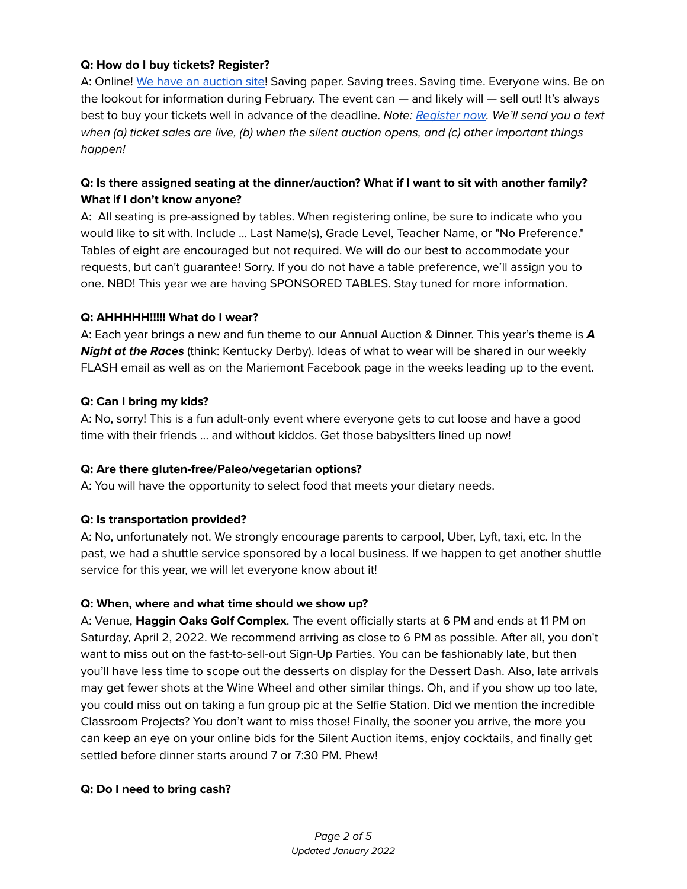**Q: How do I buy tickets? Register?**

A: Online! [We have an auction site]! Saving paper. Saving trees. Saving time. Everyone wins. Be on the lookout for information during February. The event can — and likely will — sell out! It's always best to buy your tickets well in advance of the deadline. *Note: [Register now]. We'll send you a text when (a) ticket sales are live, (b) when the silent auction opens, and (c) other important things happen!*

**Q: Is there assigned seating at the dinner/auction? What if I want to sit with another family? What if I don't know anyone?**

A: All seating is pre-assigned by tables. When registering online, be sure to indicate who you would like to sit with. Include … Last Name(s), Grade Level, Teacher Name, or "No Preference." Tables of eight are encouraged but not required. We will do our best to accommodate your requests, but can't guarantee! Sorry. If you do not have a table preference, we'll assign you to one. NBD! This year we are having SPONSORED TABLES. Stay tuned for more information.

**Q: AHHHHH!!!!! What do I wear?**

A: Each year brings a new and fun theme to our Annual Auction & Dinner. This year's theme is ***A Night at the Races*** (think: Kentucky Derby). Ideas of what to wear will be shared in our weekly FLASH email as well as on the Mariemont Facebook page in the weeks leading up to the event.

**Q: Can I bring my kids?**

A: No, sorry! This is a fun adult-only event where everyone gets to cut loose and have a good time with their friends … and without kiddos. Get those babysitters lined up now!

**Q: Are there gluten-free/Paleo/vegetarian options?**

A: You will have the opportunity to select food that meets your dietary needs.

**Q: Is transportation provided?**

A: No, unfortunately not. We strongly encourage parents to carpool, Uber, Lyft, taxi, etc. In the past, we had a shuttle service sponsored by a local business. If we happen to get another shuttle service for this year, we will let everyone know about it!

**Q: When, where and what time should we show up?**

A: Venue, **Haggin Oaks Golf Complex**. The event officially starts at 6 PM and ends at 11 PM on Saturday, April 2, 2022. We recommend arriving as close to 6 PM as possible. After all, you don't want to miss out on the fast-to-sell-out Sign-Up Parties. You can be fashionably late, but then you'll have less time to scope out the desserts on display for the Dessert Dash. Also, late arrivals may get fewer shots at the Wine Wheel and other similar things. Oh, and if you show up too late, you could miss out on taking a fun group pic at the Selfie Station. Did we mention the incredible Classroom Projects? You don't want to miss those! Finally, the sooner you arrive, the more you can keep an eye on your online bids for the Silent Auction items, enjoy cocktails, and finally get settled before dinner starts around 7 or 7:30 PM. Phew!

**Q: Do I need to bring cash?**

*Updated January 2022*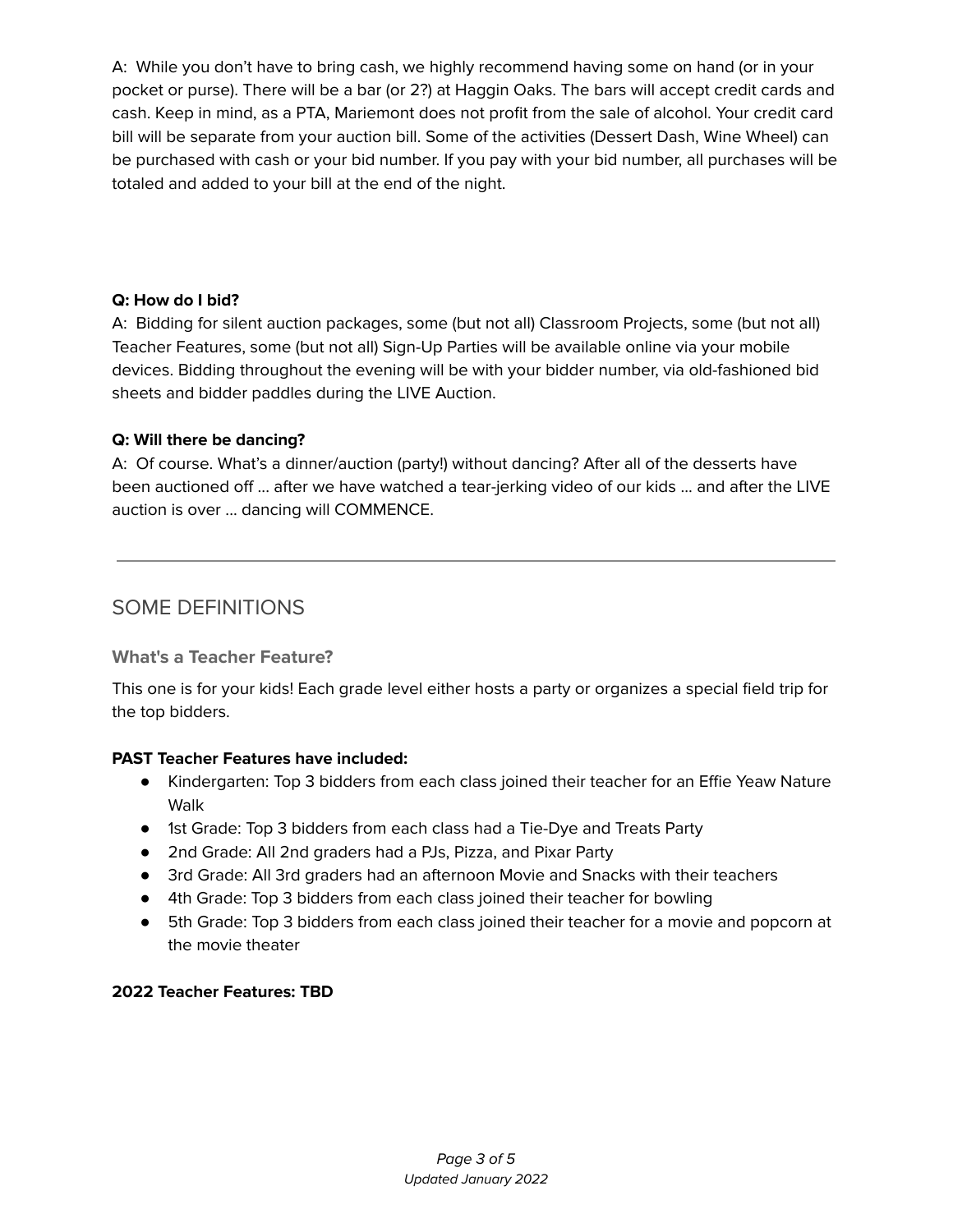A:  While you don't have to bring cash, we highly recommend having some on hand (or in your pocket or purse). There will be a bar (or 2?) at Haggin Oaks. The bars will accept credit cards and cash. Keep in mind, as a PTA, Mariemont does not profit from the sale of alcohol. Your credit card bill will be separate from your auction bill. Some of the activities (Dessert Dash, Wine Wheel) can be purchased with cash or your bid number. If you pay with your bid number, all purchases will be totaled and added to your bill at the end of the night.

**Q: How do I bid?**
A:  Bidding for silent auction packages, some (but not all) Classroom Projects, some (but not all) Teacher Features, some (but not all) Sign-Up Parties will be available online via your mobile devices. Bidding throughout the evening will be with your bidder number, via old-fashioned bid sheets and bidder paddles during the LIVE Auction.

**Q: Will there be dancing?**
A:  Of course. What's a dinner/auction (party!) without dancing? After all of the desserts have been auctioned off … after we have watched a tear-jerking video of our kids … and after the LIVE auction is over … dancing will COMMENCE.

---

## SOME DEFINITIONS

### What's a Teacher Feature?

This one is for your kids! Each grade level either hosts a party or organizes a special field trip for the top bidders.

**PAST Teacher Features have included:**

- Kindergarten: Top 3 bidders from each class joined their teacher for an Effie Yeaw Nature Walk
- 1st Grade: Top 3 bidders from each class had a Tie-Dye and Treats Party
- 2nd Grade: All 2nd graders had a PJs, Pizza, and Pixar Party
- 3rd Grade: All 3rd graders had an afternoon Movie and Snacks with their teachers
- 4th Grade: Top 3 bidders from each class joined their teacher for bowling
- 5th Grade: Top 3 bidders from each class joined their teacher for a movie and popcorn at the movie theater

**2022 Teacher Features: TBD**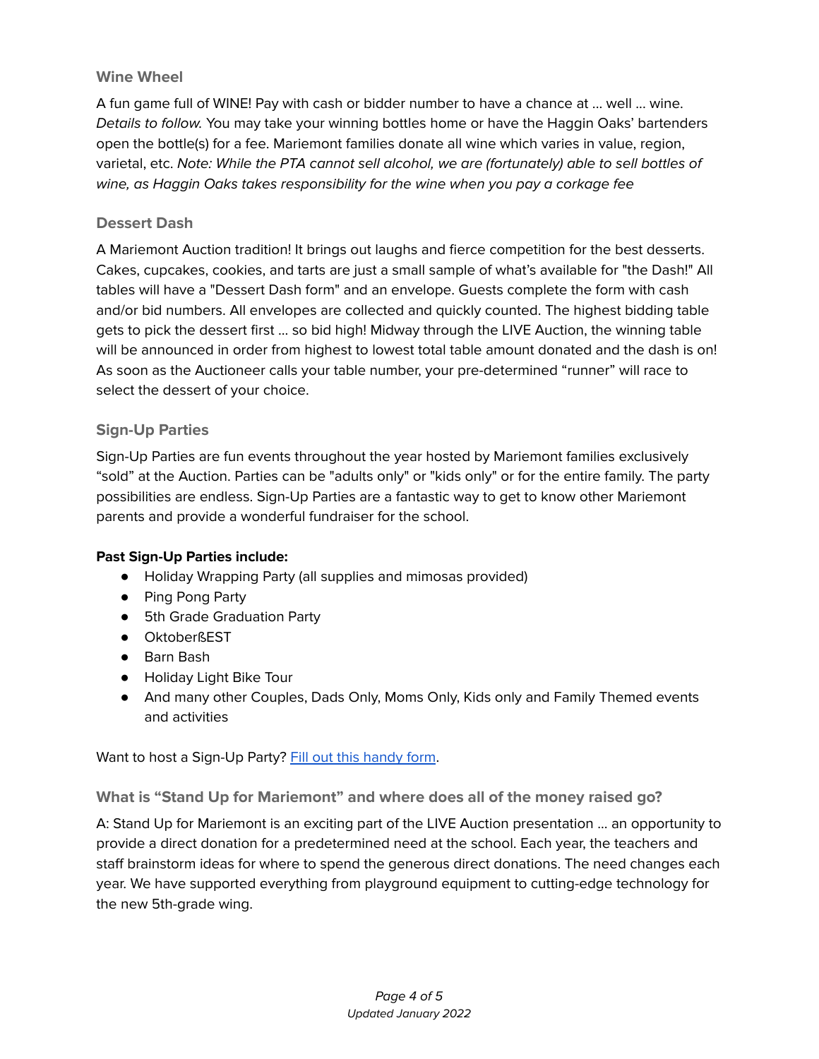### Wine Wheel

A fun game full of WINE! Pay with cash or bidder number to have a chance at … well … wine. *Details to follow.* You may take your winning bottles home or have the Haggin Oaks' bartenders open the bottle(s) for a fee. Mariemont families donate all wine which varies in value, region, varietal, etc. *Note: While the PTA cannot sell alcohol, we are (fortunately) able to sell bottles of wine, as Haggin Oaks takes responsibility for the wine when you pay a corkage fee*

### Dessert Dash

A Mariemont Auction tradition! It brings out laughs and fierce competition for the best desserts. Cakes, cupcakes, cookies, and tarts are just a small sample of what's available for "the Dash!" All tables will have a "Dessert Dash form" and an envelope. Guests complete the form with cash and/or bid numbers. All envelopes are collected and quickly counted. The highest bidding table gets to pick the dessert first … so bid high! Midway through the LIVE Auction, the winning table will be announced in order from highest to lowest total table amount donated and the dash is on! As soon as the Auctioneer calls your table number, your pre-determined "runner" will race to select the dessert of your choice.

### Sign-Up Parties

Sign-Up Parties are fun events throughout the year hosted by Mariemont families exclusively "sold" at the Auction. Parties can be "adults only" or "kids only" or for the entire family. The party possibilities are endless. Sign-Up Parties are a fantastic way to get to know other Mariemont parents and provide a wonderful fundraiser for the school.

**Past Sign-Up Parties include:**

- Holiday Wrapping Party (all supplies and mimosas provided)
- Ping Pong Party
- 5th Grade Graduation Party
- OktoberßEST
- Barn Bash
- Holiday Light Bike Tour
- And many other Couples, Dads Only, Moms Only, Kids only and Family Themed events and activities

Want to host a Sign-Up Party? Fill out this handy form.

### What is "Stand Up for Mariemont" and where does all of the money raised go?

A: Stand Up for Mariemont is an exciting part of the LIVE Auction presentation … an opportunity to provide a direct donation for a predetermined need at the school. Each year, the teachers and staff brainstorm ideas for where to spend the generous direct donations. The need changes each year. We have supported everything from playground equipment to cutting-edge technology for the new 5th-grade wing.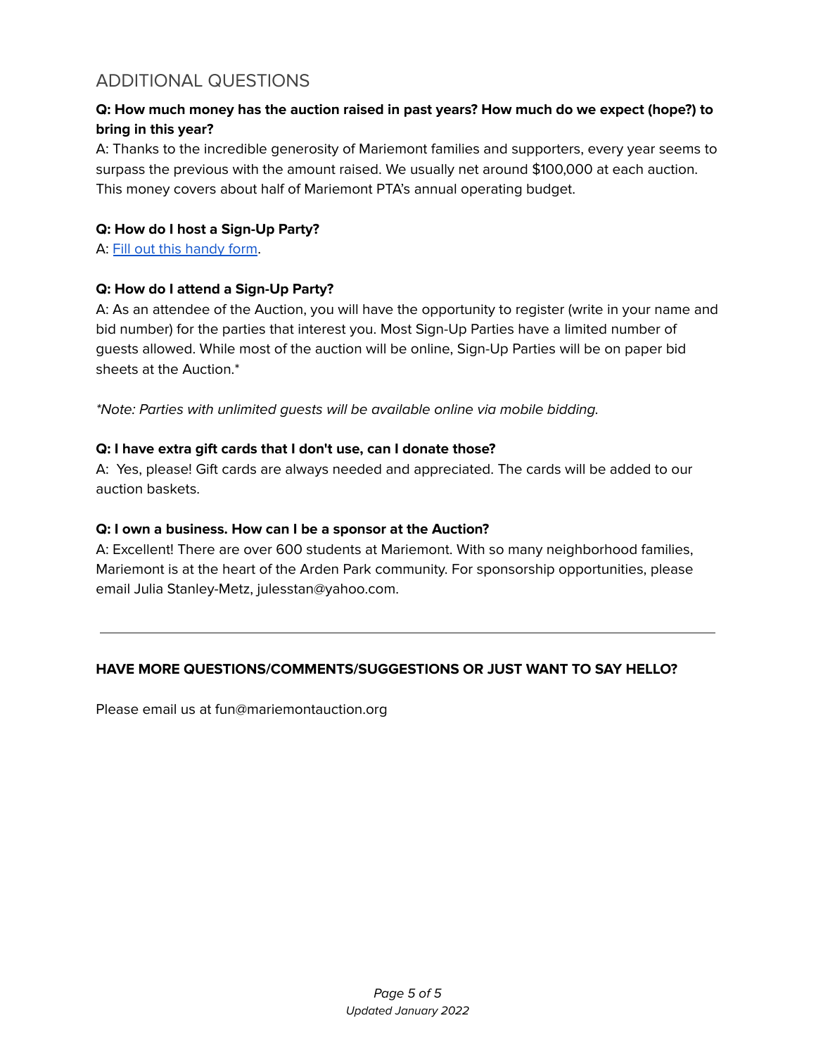## ADDITIONAL QUESTIONS

**Q: How much money has the auction raised in past years? How much do we expect (hope?) to bring in this year?**
A: Thanks to the incredible generosity of Mariemont families and supporters, every year seems to surpass the previous with the amount raised. We usually net around $100,000 at each auction. This money covers about half of Mariemont PTA's annual operating budget.

**Q: How do I host a Sign-Up Party?**
A: Fill out this handy form.

**Q: How do I attend a Sign-Up Party?**
A: As an attendee of the Auction, you will have the opportunity to register (write in your name and bid number) for the parties that interest you. Most Sign-Up Parties have a limited number of guests allowed. While most of the auction will be online, Sign-Up Parties will be on paper bid sheets at the Auction.*

*\*Note: Parties with unlimited guests will be available online via mobile bidding.*

**Q: I have extra gift cards that I don't use, can I donate those?**
A: Yes, please! Gift cards are always needed and appreciated. The cards will be added to our auction baskets.

**Q: I own a business. How can I be a sponsor at the Auction?**
A: Excellent! There are over 600 students at Mariemont. With so many neighborhood families, Mariemont is at the heart of the Arden Park community. For sponsorship opportunities, please email Julia Stanley-Metz, julesstan@yahoo.com.

---

**HAVE MORE QUESTIONS/COMMENTS/SUGGESTIONS OR JUST WANT TO SAY HELLO?**

Please email us at fun@mariemontauction.org

*Updated January 2022*